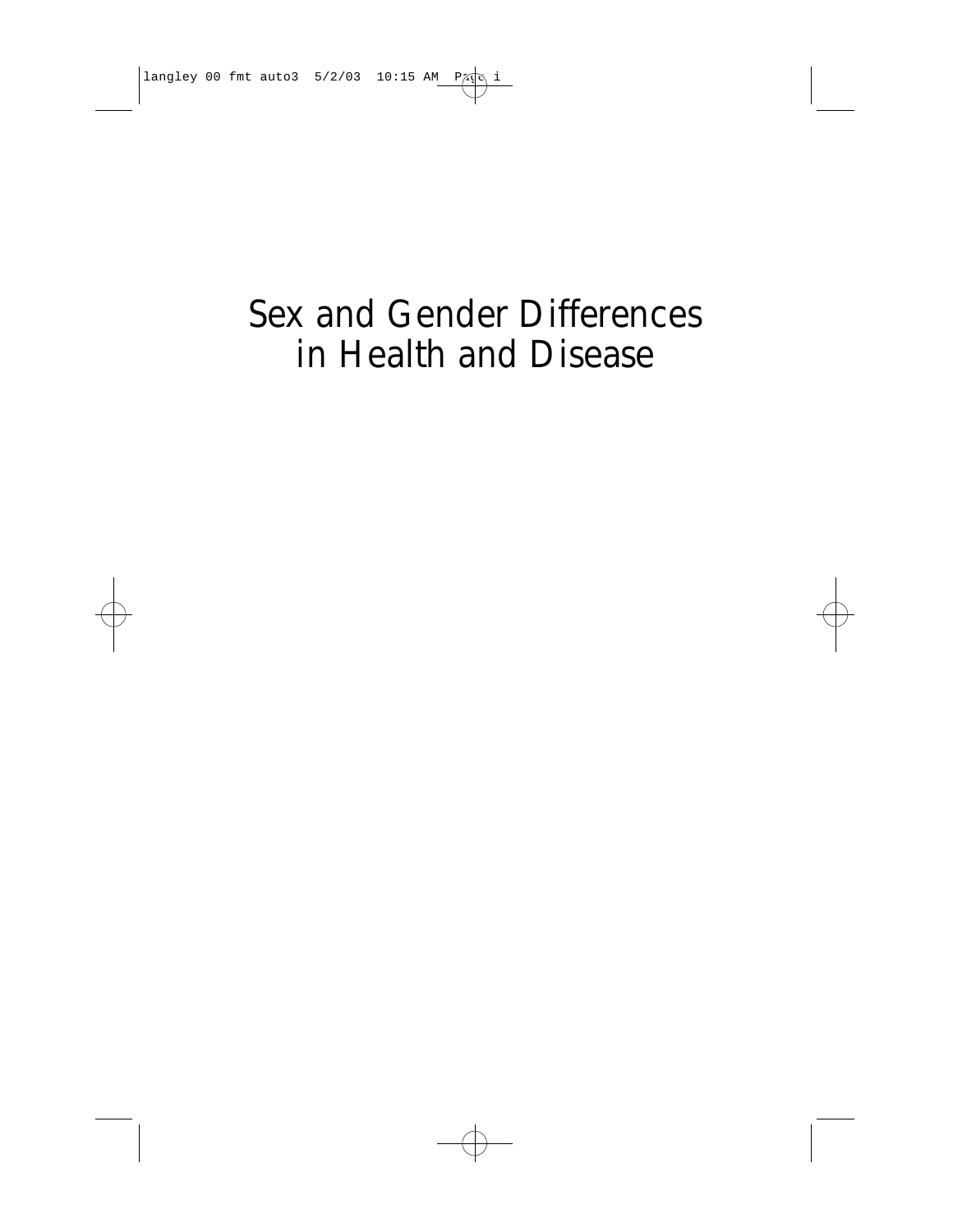# Sex and Gender Differences in Health and Disease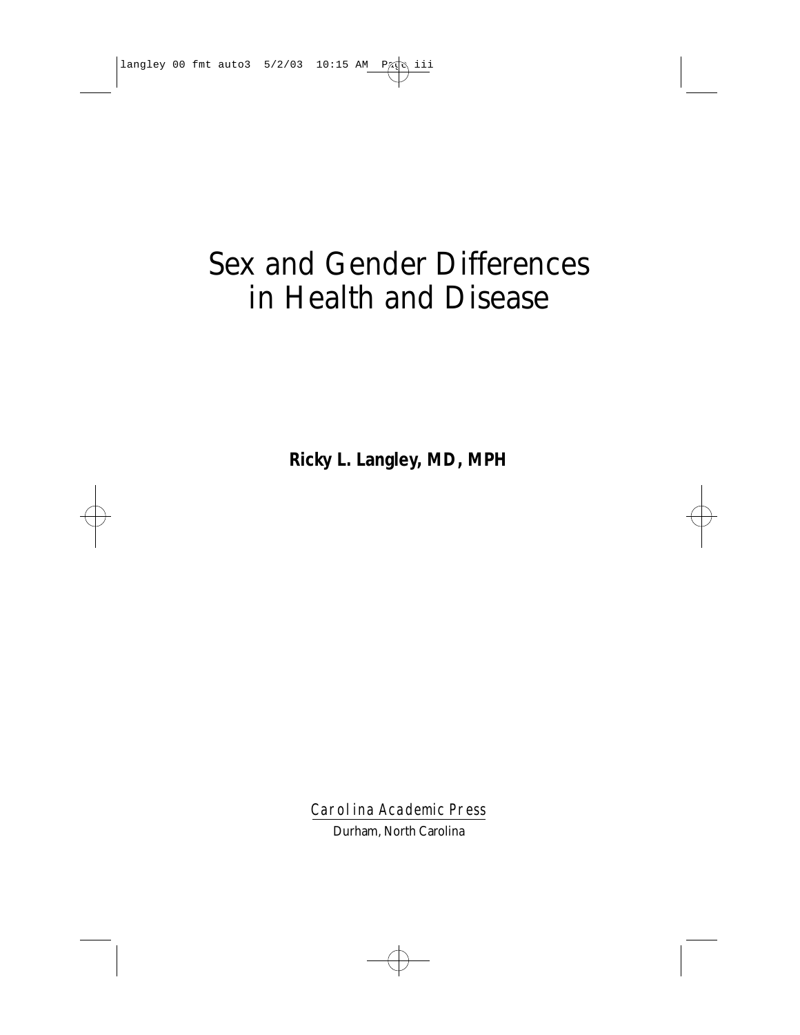# Sex and Gender Differences in Health and Disease

**Ricky L. Langley, MD, MPH**

Carolina Academic Press

Durham, North Carolina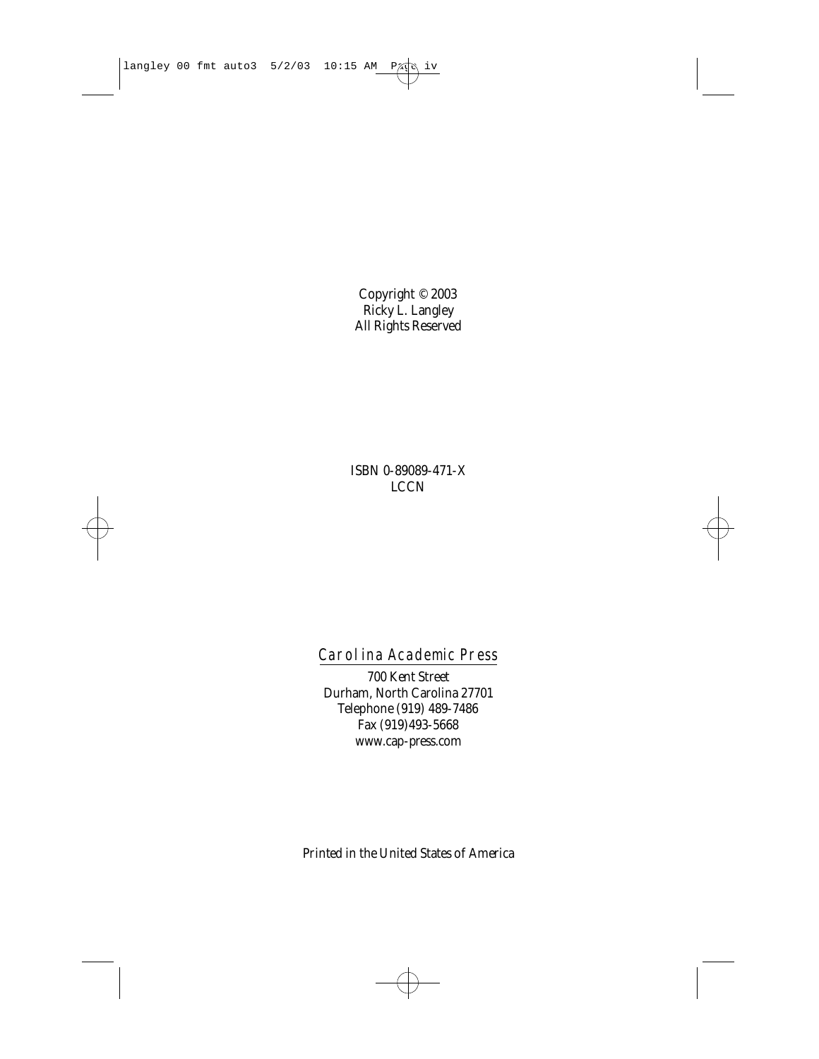Copyright © 2003
Ricky L. Langley
All Rights Reserved

ISBN 0-89089-471-X
LCCN

Carolina Academic Press

700 Kent Street
Durham, North Carolina 27701
Telephone (919) 489-7486
Fax (919)493-5668
www.cap-press.com

Printed in the United States of America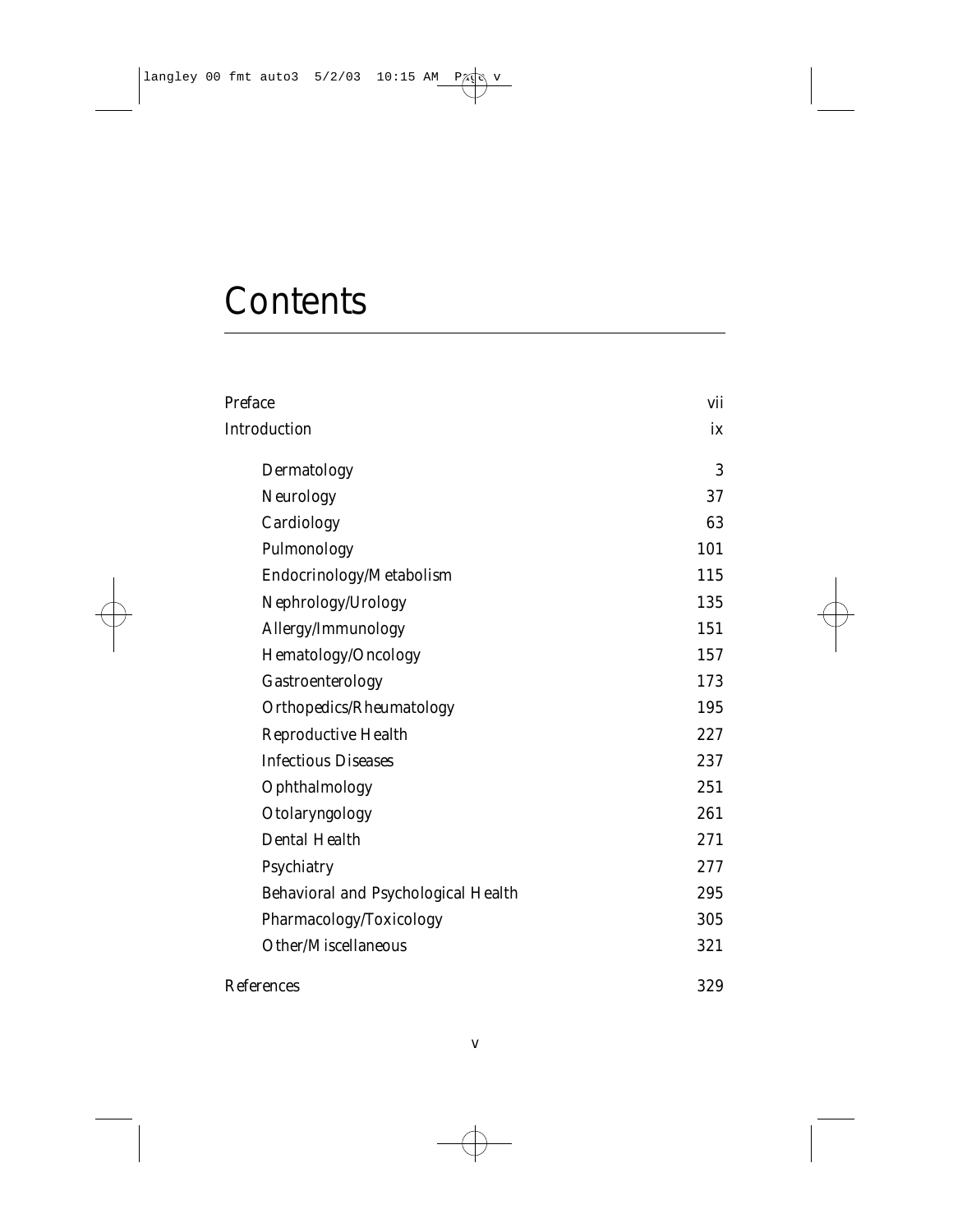# Contents

| | |
|---|---|
| Preface | vii |
| Introduction | ix |
| Dermatology | 3 |
| Neurology | 37 |
| Cardiology | 63 |
| Pulmonology | 101 |
| Endocrinology/Metabolism | 115 |
| Nephrology/Urology | 135 |
| Allergy/Immunology | 151 |
| Hematology/Oncology | 157 |
| Gastroenterology | 173 |
| Orthopedics/Rheumatology | 195 |
| Reproductive Health | 227 |
| Infectious Diseases | 237 |
| Ophthalmology | 251 |
| Otolaryngology | 261 |
| Dental Health | 271 |
| Psychiatry | 277 |
| Behavioral and Psychological Health | 295 |
| Pharmacology/Toxicology | 305 |
| Other/Miscellaneous | 321 |
| References | 329 |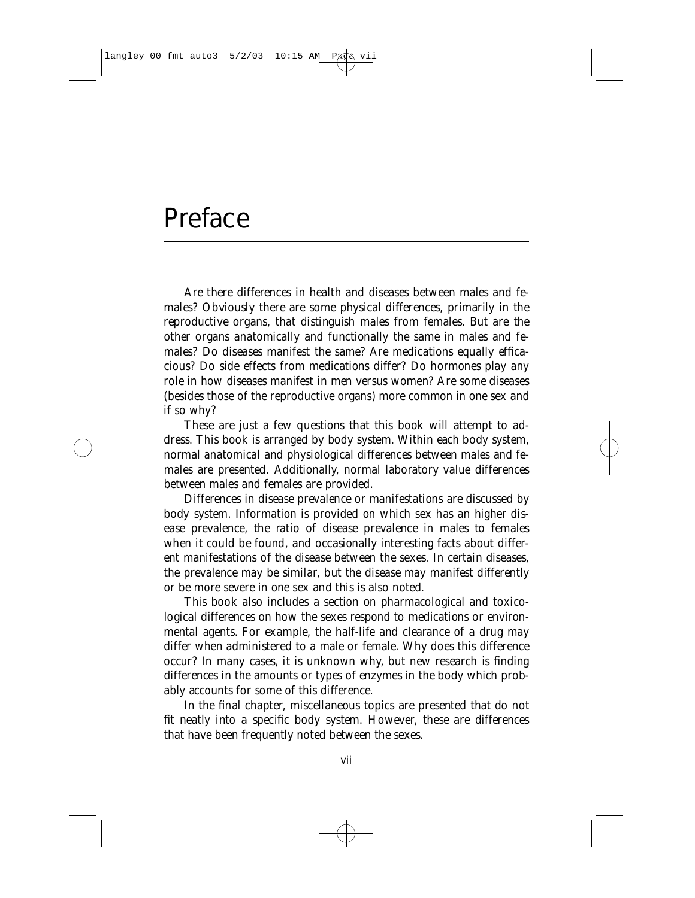# Preface

Are there differences in health and diseases between males and females? Obviously there are some physical differences, primarily in the reproductive organs, that distinguish males from females. But are the other organs anatomically and functionally the same in males and females? Do diseases manifest the same? Are medications equally efficacious? Do side effects from medications differ? Do hormones play any role in how diseases manifest in men versus women? Are some diseases (besides those of the reproductive organs) more common in one sex and if so why?

These are just a few questions that this book will attempt to address. This book is arranged by body system. Within each body system, normal anatomical and physiological differences between males and females are presented. Additionally, normal laboratory value differences between males and females are provided.

Differences in disease prevalence or manifestations are discussed by body system. Information is provided on which sex has an higher disease prevalence, the ratio of disease prevalence in males to females when it could be found, and occasionally interesting facts about different manifestations of the disease between the sexes. In certain diseases, the prevalence may be similar, but the disease may manifest differently or be more severe in one sex and this is also noted.

This book also includes a section on pharmacological and toxicological differences on how the sexes respond to medications or environmental agents. For example, the half-life and clearance of a drug may differ when administered to a male or female. Why does this difference occur? In many cases, it is unknown why, but new research is finding differences in the amounts or types of enzymes in the body which probably accounts for some of this difference.

In the final chapter, miscellaneous topics are presented that do not fit neatly into a specific body system. However, these are differences that have been frequently noted between the sexes.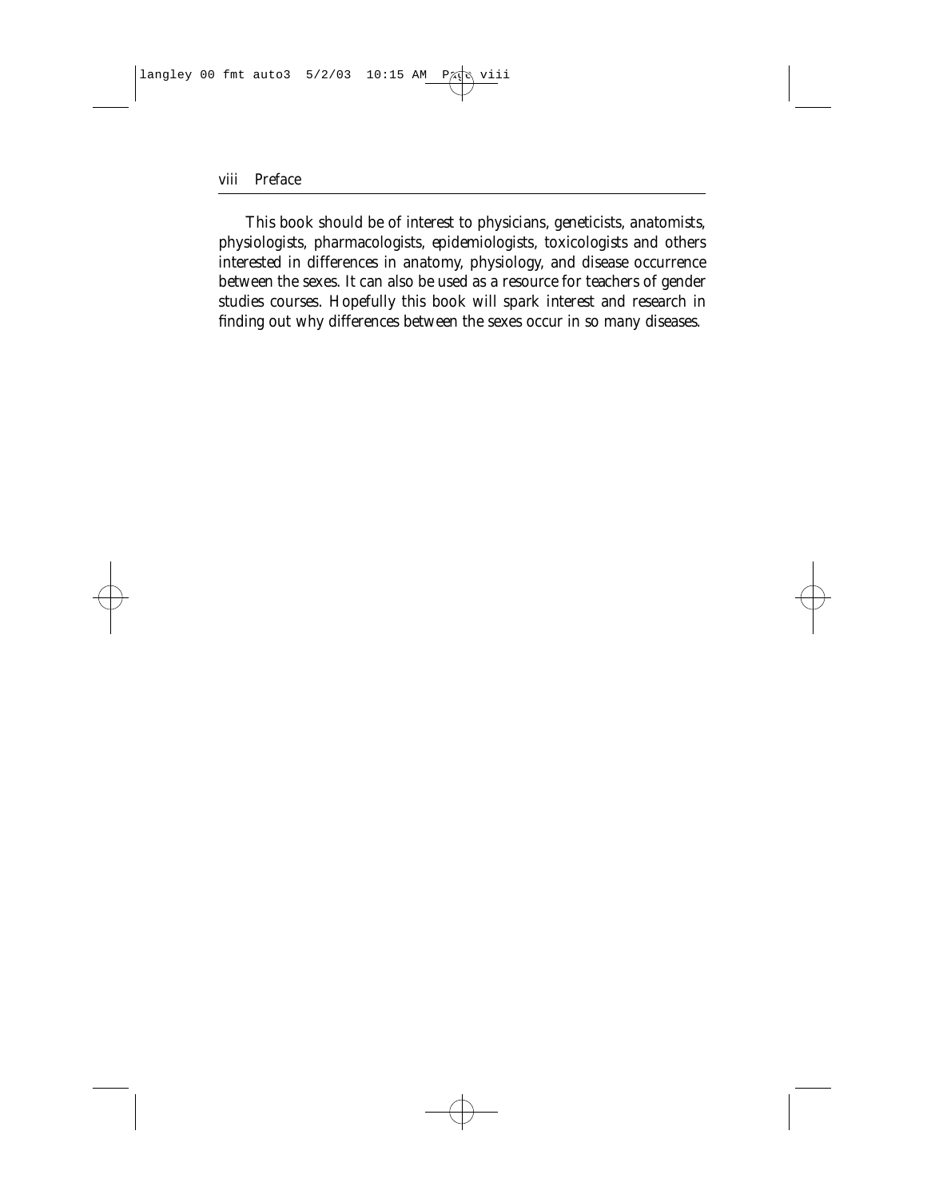This book should be of interest to physicians, geneticists, anatomists, physiologists, pharmacologists, epidemiologists, toxicologists and others interested in differences in anatomy, physiology, and disease occurrence between the sexes. It can also be used as a resource for teachers of gender studies courses. Hopefully this book will spark interest and research in finding out why differences between the sexes occur in so many diseases.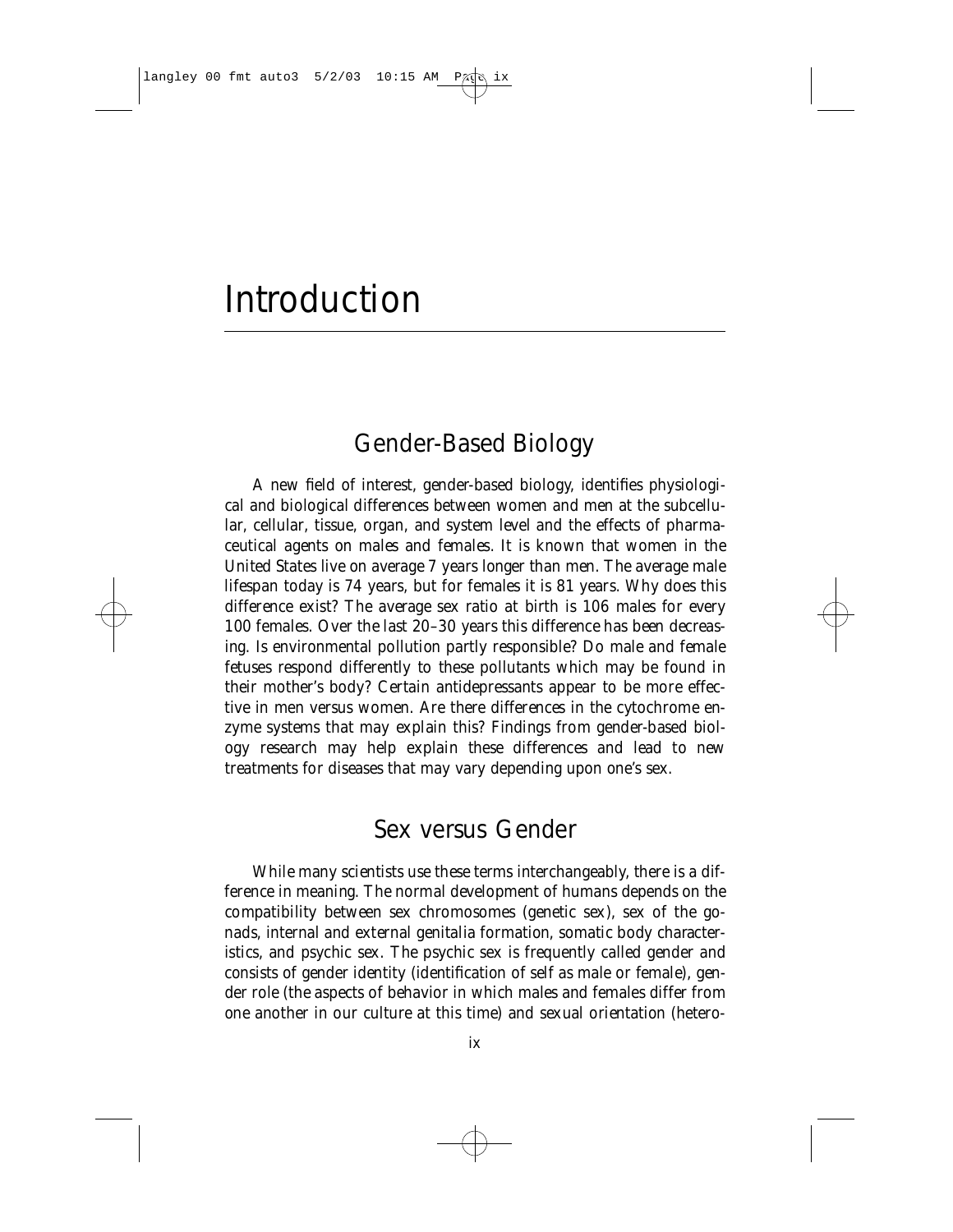# Introduction

## Gender-Based Biology

A new field of interest, gender-based biology, identifies physiological and biological differences between women and men at the subcellular, cellular, tissue, organ, and system level and the effects of pharmaceutical agents on males and females. It is known that women in the United States live on average 7 years longer than men. The average male lifespan today is 74 years, but for females it is 81 years. Why does this difference exist? The average sex ratio at birth is 106 males for every 100 females. Over the last 20–30 years this difference has been decreasing. Is environmental pollution partly responsible? Do male and female fetuses respond differently to these pollutants which may be found in their mother's body? Certain antidepressants appear to be more effective in men versus women. Are there differences in the cytochrome enzyme systems that may explain this? Findings from gender-based biology research may help explain these differences and lead to new treatments for diseases that may vary depending upon one's sex.

## Sex versus Gender

While many scientists use these terms interchangeably, there is a difference in meaning. The normal development of humans depends on the compatibility between sex chromosomes (genetic sex), sex of the gonads, internal and external genitalia formation, somatic body characteristics, and psychic sex. The psychic sex is frequently called gender and consists of gender identity (identification of self as male or female), gender role (the aspects of behavior in which males and females differ from one another in our culture at this time) and sexual orientation (hetero-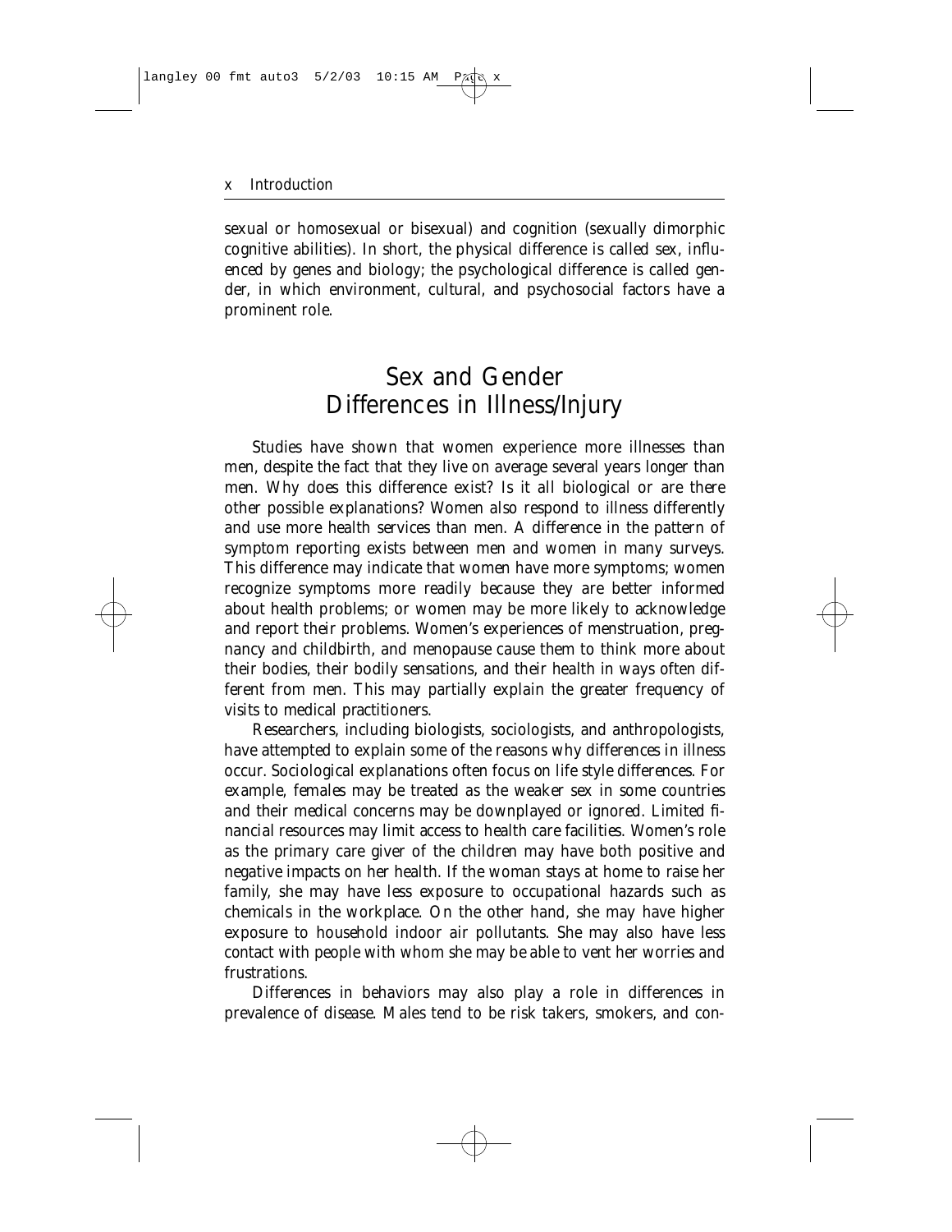sexual or homosexual or bisexual) and cognition (sexually dimorphic cognitive abilities). In short, the physical difference is called sex, influenced by genes and biology; the psychological difference is called gender, in which environment, cultural, and psychosocial factors have a prominent role.

## Sex and Gender Differences in Illness/Injury

Studies have shown that women experience more illnesses than men, despite the fact that they live on average several years longer than men. Why does this difference exist? Is it all biological or are there other possible explanations? Women also respond to illness differently and use more health services than men. A difference in the pattern of symptom reporting exists between men and women in many surveys. This difference may indicate that women have more symptoms; women recognize symptoms more readily because they are better informed about health problems; or women may be more likely to acknowledge and report their problems. Women's experiences of menstruation, pregnancy and childbirth, and menopause cause them to think more about their bodies, their bodily sensations, and their health in ways often different from men. This may partially explain the greater frequency of visits to medical practitioners.

Researchers, including biologists, sociologists, and anthropologists, have attempted to explain some of the reasons why differences in illness occur. Sociological explanations often focus on life style differences. For example, females may be treated as the weaker sex in some countries and their medical concerns may be downplayed or ignored. Limited financial resources may limit access to health care facilities. Women's role as the primary care giver of the children may have both positive and negative impacts on her health. If the woman stays at home to raise her family, she may have less exposure to occupational hazards such as chemicals in the workplace. On the other hand, she may have higher exposure to household indoor air pollutants. She may also have less contact with people with whom she may be able to vent her worries and frustrations.

Differences in behaviors may also play a role in differences in prevalence of disease. Males tend to be risk takers, smokers, and con-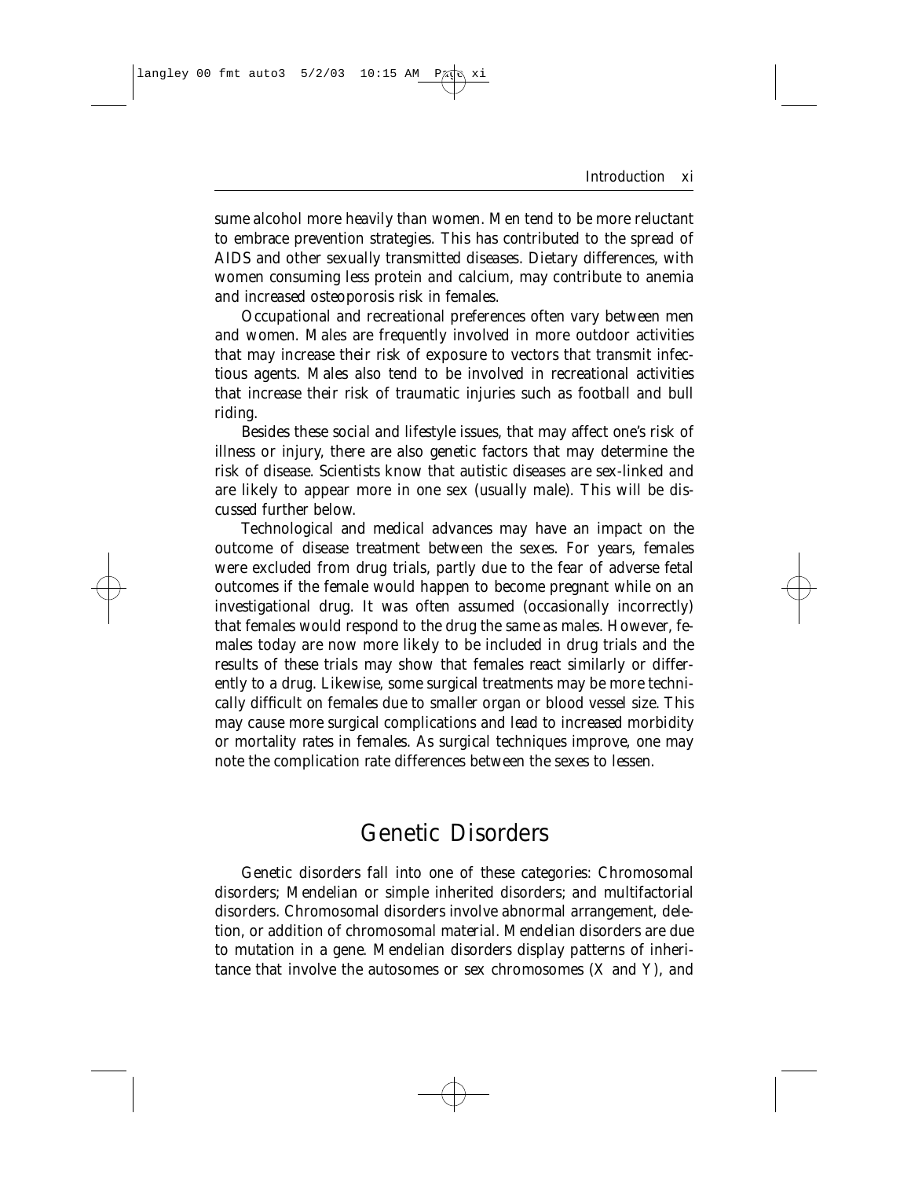sume alcohol more heavily than women. Men tend to be more reluctant to embrace prevention strategies. This has contributed to the spread of AIDS and other sexually transmitted diseases. Dietary differences, with women consuming less protein and calcium, may contribute to anemia and increased osteoporosis risk in females.

Occupational and recreational preferences often vary between men and women. Males are frequently involved in more outdoor activities that may increase their risk of exposure to vectors that transmit infectious agents. Males also tend to be involved in recreational activities that increase their risk of traumatic injuries such as football and bull riding.

Besides these social and lifestyle issues, that may affect one's risk of illness or injury, there are also genetic factors that may determine the risk of disease. Scientists know that autistic diseases are sex-linked and are likely to appear more in one sex (usually male). This will be discussed further below.

Technological and medical advances may have an impact on the outcome of disease treatment between the sexes. For years, females were excluded from drug trials, partly due to the fear of adverse fetal outcomes if the female would happen to become pregnant while on an investigational drug. It was often assumed (occasionally incorrectly) that females would respond to the drug the same as males. However, females today are now more likely to be included in drug trials and the results of these trials may show that females react similarly or differently to a drug. Likewise, some surgical treatments may be more technically difficult on females due to smaller organ or blood vessel size. This may cause more surgical complications and lead to increased morbidity or mortality rates in females. As surgical techniques improve, one may note the complication rate differences between the sexes to lessen.

## Genetic Disorders

Genetic disorders fall into one of these categories: Chromosomal disorders; Mendelian or simple inherited disorders; and multifactorial disorders. Chromosomal disorders involve abnormal arrangement, deletion, or addition of chromosomal material. Mendelian disorders are due to mutation in a gene. Mendelian disorders display patterns of inheritance that involve the autosomes or sex chromosomes (X and Y), and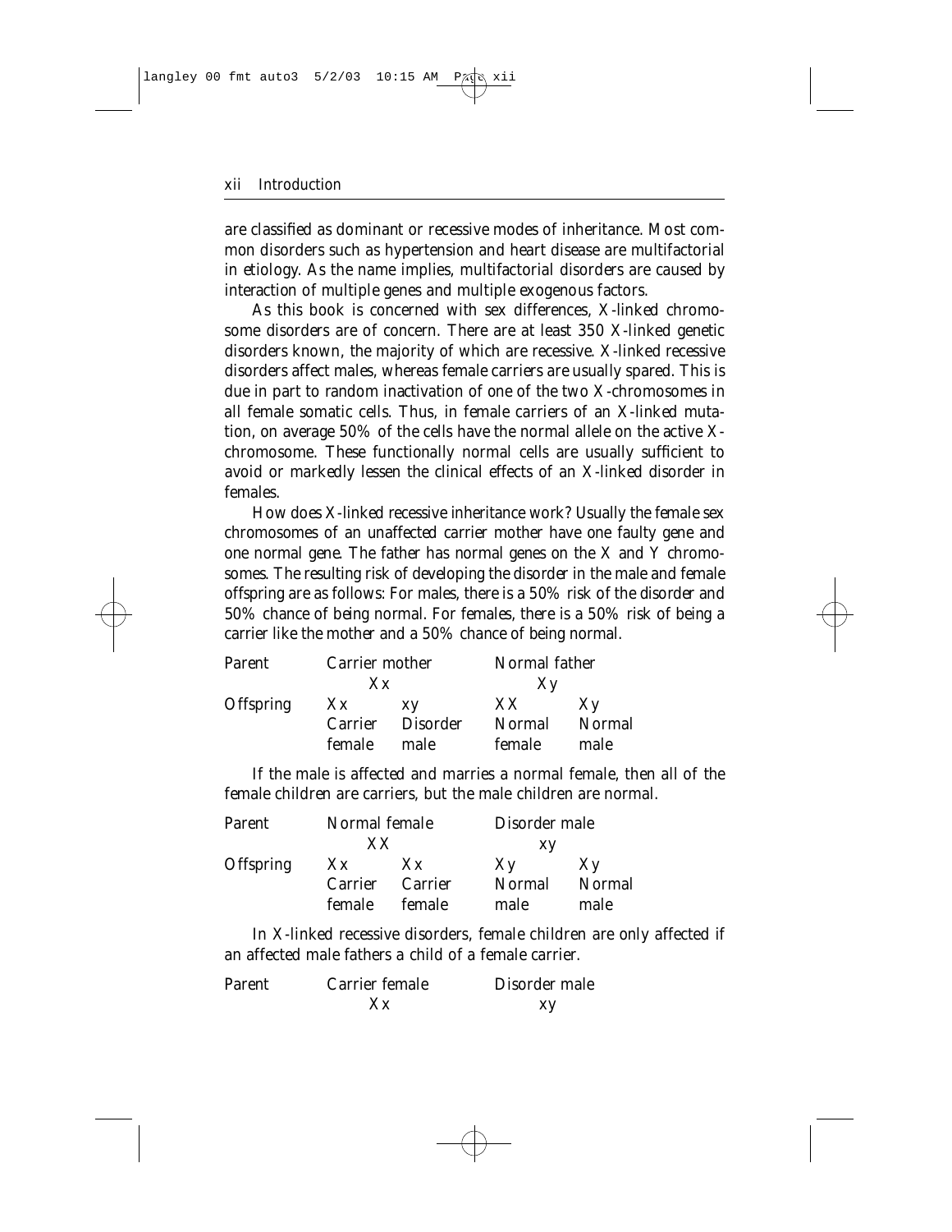are classified as dominant or recessive modes of inheritance. Most common disorders such as hypertension and heart disease are multifactorial in etiology. As the name implies, multifactorial disorders are caused by interaction of multiple genes and multiple exogenous factors.

As this book is concerned with sex differences, X-linked chromosome disorders are of concern. There are at least 350 X-linked genetic disorders known, the majority of which are recessive. X-linked recessive disorders affect males, whereas female carriers are usually spared. This is due in part to random inactivation of one of the two X-chromosomes in all female somatic cells. Thus, in female carriers of an X-linked mutation, on average 50% of the cells have the normal allele on the active X-chromosome. These functionally normal cells are usually sufficient to avoid or markedly lessen the clinical effects of an X-linked disorder in females.

How does X-linked recessive inheritance work? Usually the female sex chromosomes of an unaffected carrier mother have one faulty gene and one normal gene. The father has normal genes on the X and Y chromosomes. The resulting risk of developing the disorder in the male and female offspring are as follows: For males, there is a 50% risk of the disorder and 50% chance of being normal. For females, there is a 50% risk of being a carrier like the mother and a 50% chance of being normal.

| Parent | Carrier mother | | Normal father | |
|---|---|---|---|---|
| | Xx | | Xy | |
| Offspring | Xx | xy | XX | Xy |
| | Carrier female | Disorder male | Normal female | Normal male |

If the male is affected and marries a normal female, then all of the female children are carriers, but the male children are normal.

| Parent | Normal female | | Disorder male | |
|---|---|---|---|---|
| | XX | | xy | |
| Offspring | Xx | Xx | Xy | Xy |
| | Carrier female | Carrier female | Normal male | Normal male |

In X-linked recessive disorders, female children are only affected if an affected male fathers a child of a female carrier.

| Parent | Carrier female | Disorder male |
|---|---|---|
| | Xx | xy |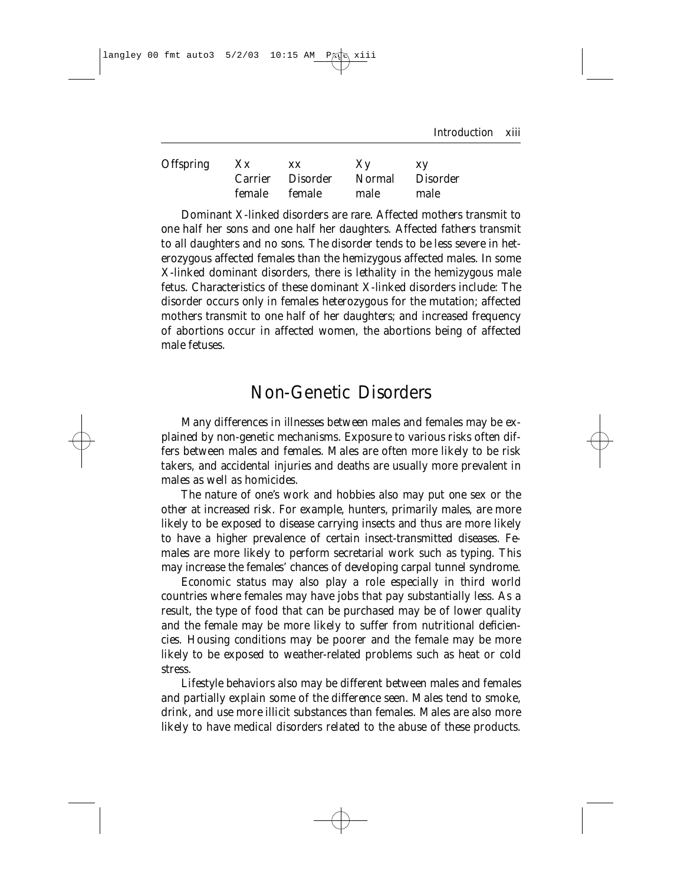| Offspring | Xx | xx | Xy | xy |
|---|---|---|---|---|
| | Carrier female | Disorder female | Normal male | Disorder male |

Dominant X-linked disorders are rare. Affected mothers transmit to one half her sons and one half her daughters. Affected fathers transmit to all daughters and no sons. The disorder tends to be less severe in heterozygous affected females than the hemizygous affected males. In some X-linked dominant disorders, there is lethality in the hemizygous male fetus. Characteristics of these dominant X-linked disorders include: The disorder occurs only in females heterozygous for the mutation; affected mothers transmit to one half of her daughters; and increased frequency of abortions occur in affected women, the abortions being of affected male fetuses.

## Non-Genetic Disorders

Many differences in illnesses between males and females may be explained by non-genetic mechanisms. Exposure to various risks often differs between males and females. Males are often more likely to be risk takers, and accidental injuries and deaths are usually more prevalent in males as well as homicides.

The nature of one's work and hobbies also may put one sex or the other at increased risk. For example, hunters, primarily males, are more likely to be exposed to disease carrying insects and thus are more likely to have a higher prevalence of certain insect-transmitted diseases. Females are more likely to perform secretarial work such as typing. This may increase the females' chances of developing carpal tunnel syndrome.

Economic status may also play a role especially in third world countries where females may have jobs that pay substantially less. As a result, the type of food that can be purchased may be of lower quality and the female may be more likely to suffer from nutritional deficiencies. Housing conditions may be poorer and the female may be more likely to be exposed to weather-related problems such as heat or cold stress.

Lifestyle behaviors also may be different between males and females and partially explain some of the difference seen. Males tend to smoke, drink, and use more illicit substances than females. Males are also more likely to have medical disorders related to the abuse of these products.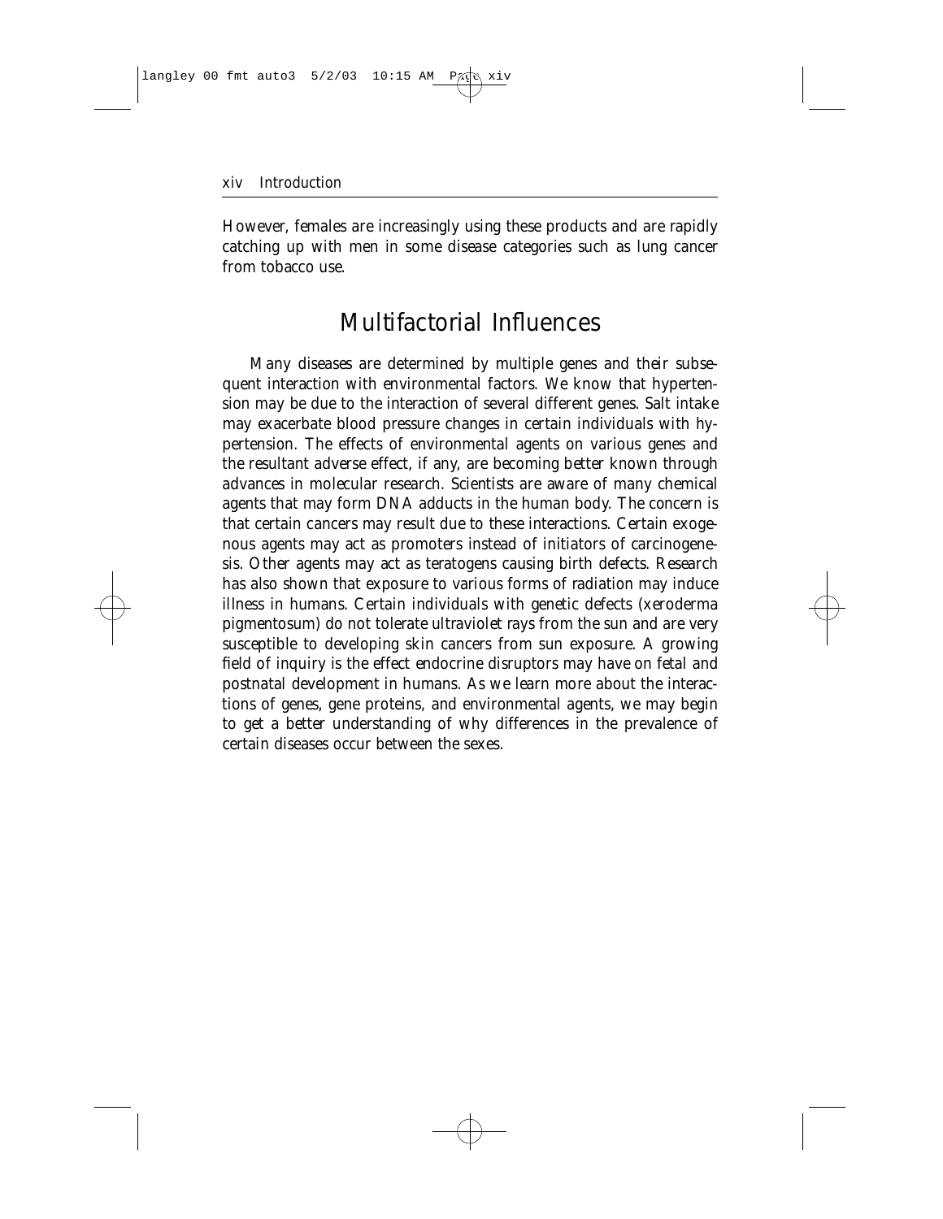However, females are increasingly using these products and are rapidly catching up with men in some disease categories such as lung cancer from tobacco use.

## Multifactorial Influences

Many diseases are determined by multiple genes and their subsequent interaction with environmental factors. We know that hypertension may be due to the interaction of several different genes. Salt intake may exacerbate blood pressure changes in certain individuals with hypertension. The effects of environmental agents on various genes and the resultant adverse effect, if any, are becoming better known through advances in molecular research. Scientists are aware of many chemical agents that may form DNA adducts in the human body. The concern is that certain cancers may result due to these interactions. Certain exogenous agents may act as promoters instead of initiators of carcinogenesis. Other agents may act as teratogens causing birth defects. Research has also shown that exposure to various forms of radiation may induce illness in humans. Certain individuals with genetic defects (xeroderma pigmentosum) do not tolerate ultraviolet rays from the sun and are very susceptible to developing skin cancers from sun exposure. A growing field of inquiry is the effect endocrine disruptors may have on fetal and postnatal development in humans. As we learn more about the interactions of genes, gene proteins, and environmental agents, we may begin to get a better understanding of why differences in the prevalence of certain diseases occur between the sexes.